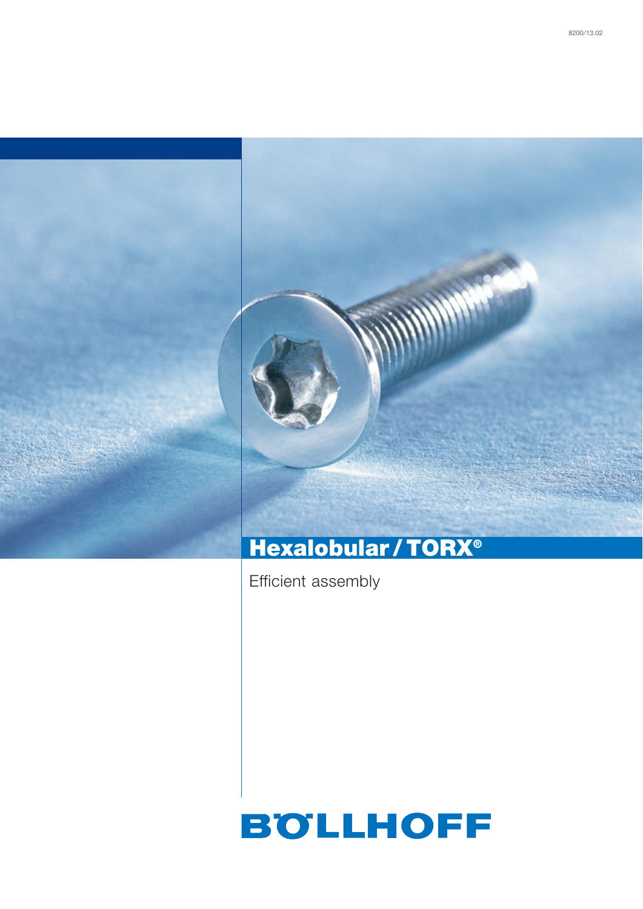8200/13.02

# Hexalobular / TORX®

Efficient assembly

BÖLLHOFF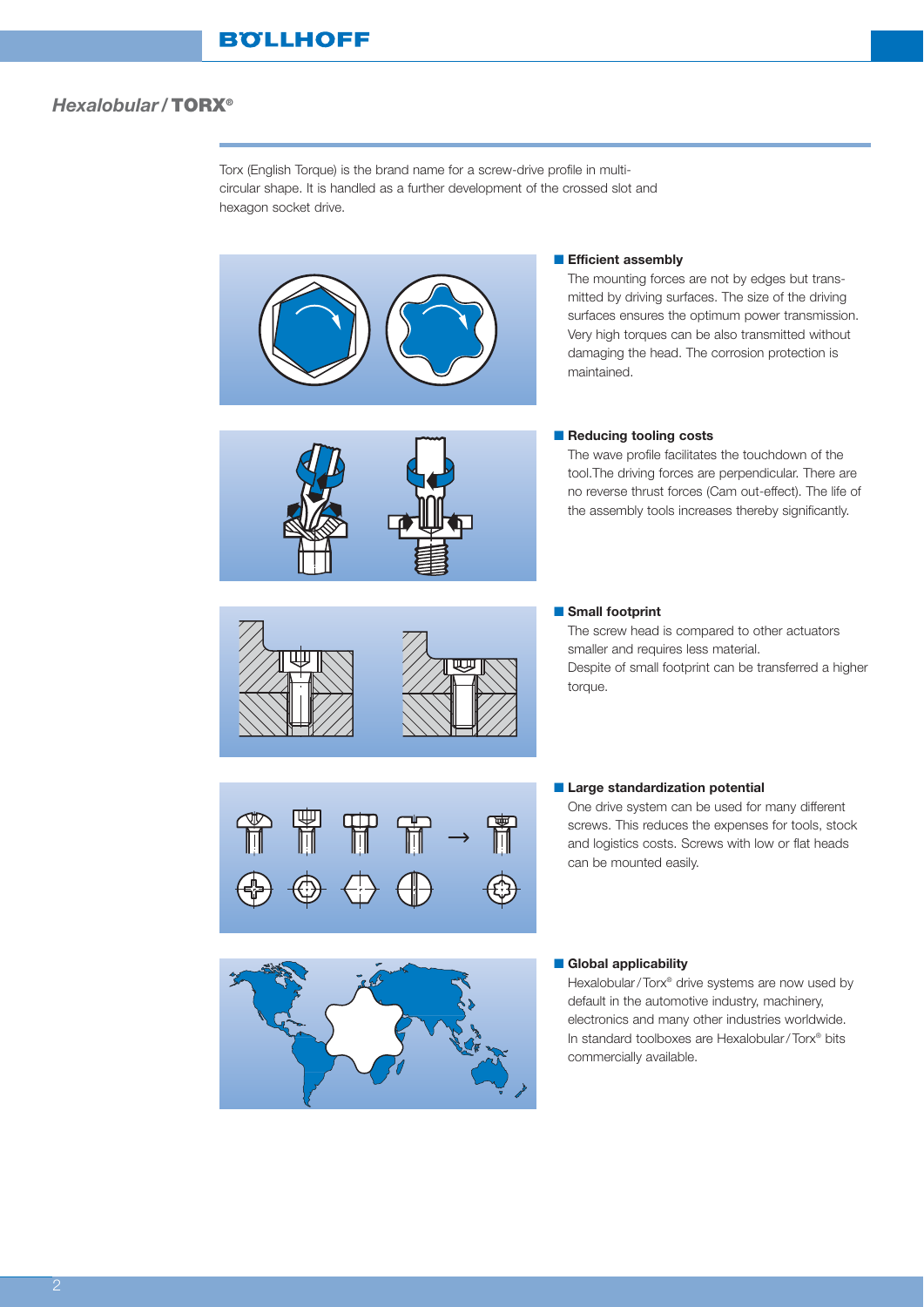## *Hexalobular / TORX®*

Torx (English Torque) is the brand name for a screw-drive profile in multi-circular shape. It is handled as a further development of the crossed slot and hexagon socket drive.

### Efficient assembly

The mounting forces are not by edges but transmitted by driving surfaces. The size of the driving surfaces ensures the optimum power transmission. Very high torques can be also transmitted without damaging the head. The corrosion protection is maintained.

### Reducing tooling costs

The wave profile facilitates the touchdown of the tool.The driving forces are perpendicular. There are no reverse thrust forces (Cam out-effect). The life of the assembly tools increases thereby significantly.

### Small footprint

The screw head is compared to other actuators smaller and requires less material.
Despite of small footprint can be transferred a higher torque.

### Large standardization potential

One drive system can be used for many different screws. This reduces the expenses for tools, stock and logistics costs. Screws with low or flat heads can be mounted easily.

### Global applicability

Hexalobular / Torx® drive systems are now used by default in the automotive industry, machinery, electronics and many other industries worldwide. In standard toolboxes are Hexalobular / Torx® bits commercially available.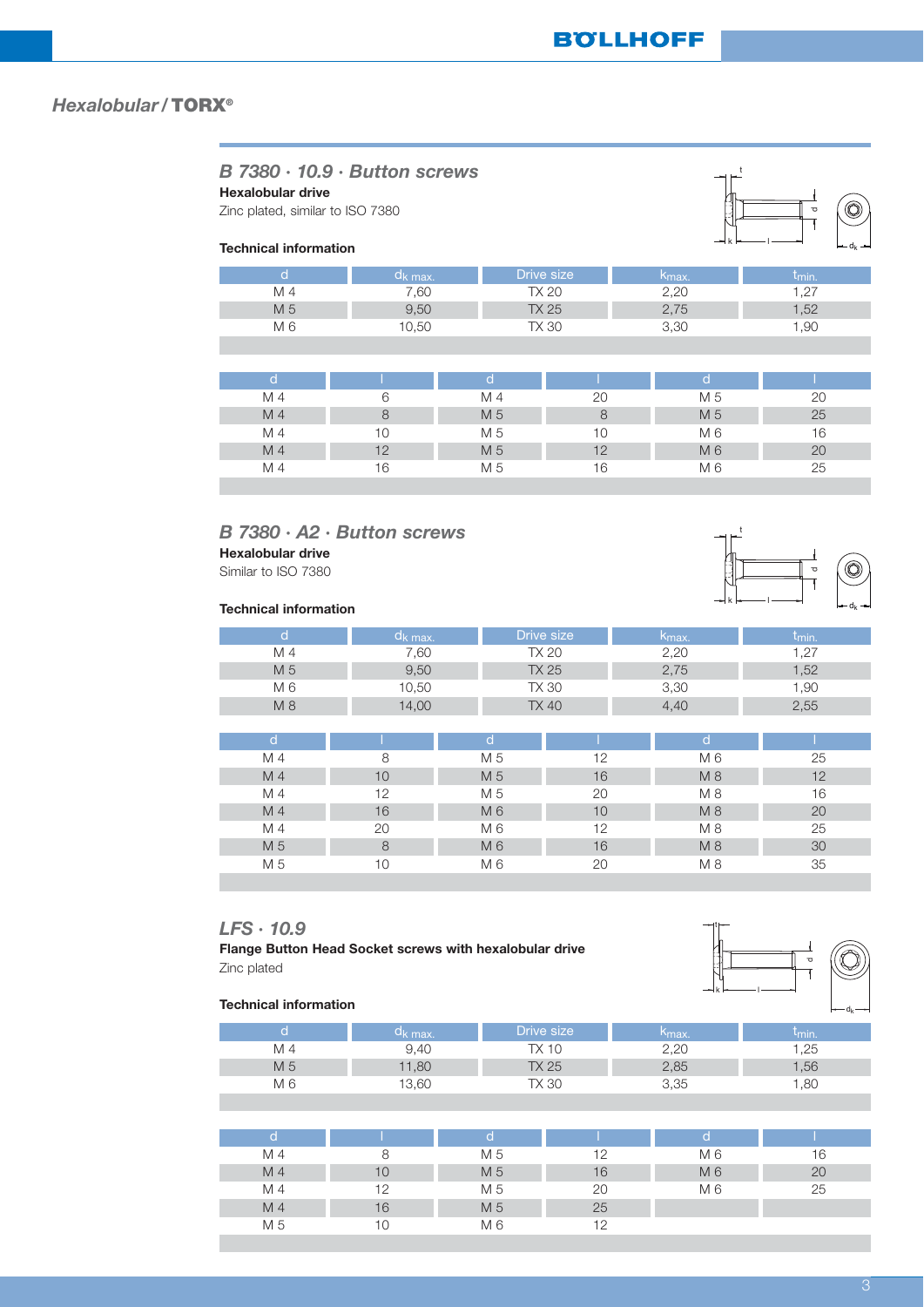## *Hexalobular / TORX®*

### *B 7380 · 10.9 · Button screws*

**Hexalobular drive**

Zinc plated, similar to ISO 7380

**Technical information**

| d | $d_{k\ max.}$ | Drive size | $k_{max.}$ | $t_{min.}$ |
|---|---|---|---|---|
| M 4 | 7,60 | TX 20 | 2,20 | 1,27 |
| M 5 | 9,50 | TX 25 | 2,75 | 1,52 |
| M 6 | 10,50 | TX 30 | 3,30 | 1,90 |

| d | l | d | l | d | l |
|---|---|---|---|---|---|
| M 4 | 6 | M 4 | 20 | M 5 | 20 |
| M 4 | 8 | M 5 | 8 | M 5 | 25 |
| M 4 | 10 | M 5 | 10 | M 6 | 16 |
| M 4 | 12 | M 5 | 12 | M 6 | 20 |
| M 4 | 16 | M 5 | 16 | M 6 | 25 |

### *B 7380 · A2 · Button screws*

**Hexalobular drive**

Similar to ISO 7380

**Technical information**

| d | $d_{k\ max.}$ | Drive size | $k_{max.}$ | $t_{min.}$ |
|---|---|---|---|---|
| M 4 | 7,60 | TX 20 | 2,20 | 1,27 |
| M 5 | 9,50 | TX 25 | 2,75 | 1,52 |
| M 6 | 10,50 | TX 30 | 3,30 | 1,90 |
| M 8 | 14,00 | TX 40 | 4,40 | 2,55 |

| d | l | d | l | d | l |
|---|---|---|---|---|---|
| M 4 | 8 | M 5 | 12 | M 6 | 25 |
| M 4 | 10 | M 5 | 16 | M 8 | 12 |
| M 4 | 12 | M 5 | 20 | M 8 | 16 |
| M 4 | 16 | M 6 | 10 | M 8 | 20 |
| M 4 | 20 | M 6 | 12 | M 8 | 25 |
| M 5 | 8 | M 6 | 16 | M 8 | 30 |
| M 5 | 10 | M 6 | 20 | M 8 | 35 |

### *LFS · 10.9*

**Flange Button Head Socket screws with hexalobular drive**

Zinc plated

**Technical information**

| d | $d_{k\ max.}$ | Drive size | $k_{max.}$ | $t_{min.}$ |
|---|---|---|---|---|
| M 4 | 9,40 | TX 10 | 2,20 | 1,25 |
| M 5 | 11,80 | TX 25 | 2,85 | 1,56 |
| M 6 | 13,60 | TX 30 | 3,35 | 1,80 |

| d | l | d | l | d | l |
|---|---|---|---|---|---|
| M 4 | 8 | M 5 | 12 | M 6 | 16 |
| M 4 | 10 | M 5 | 16 | M 6 | 20 |
| M 4 | 12 | M 5 | 20 | M 6 | 25 |
| M 4 | 16 | M 5 | 25 | | |
| M 5 | 10 | M 6 | 12 | | |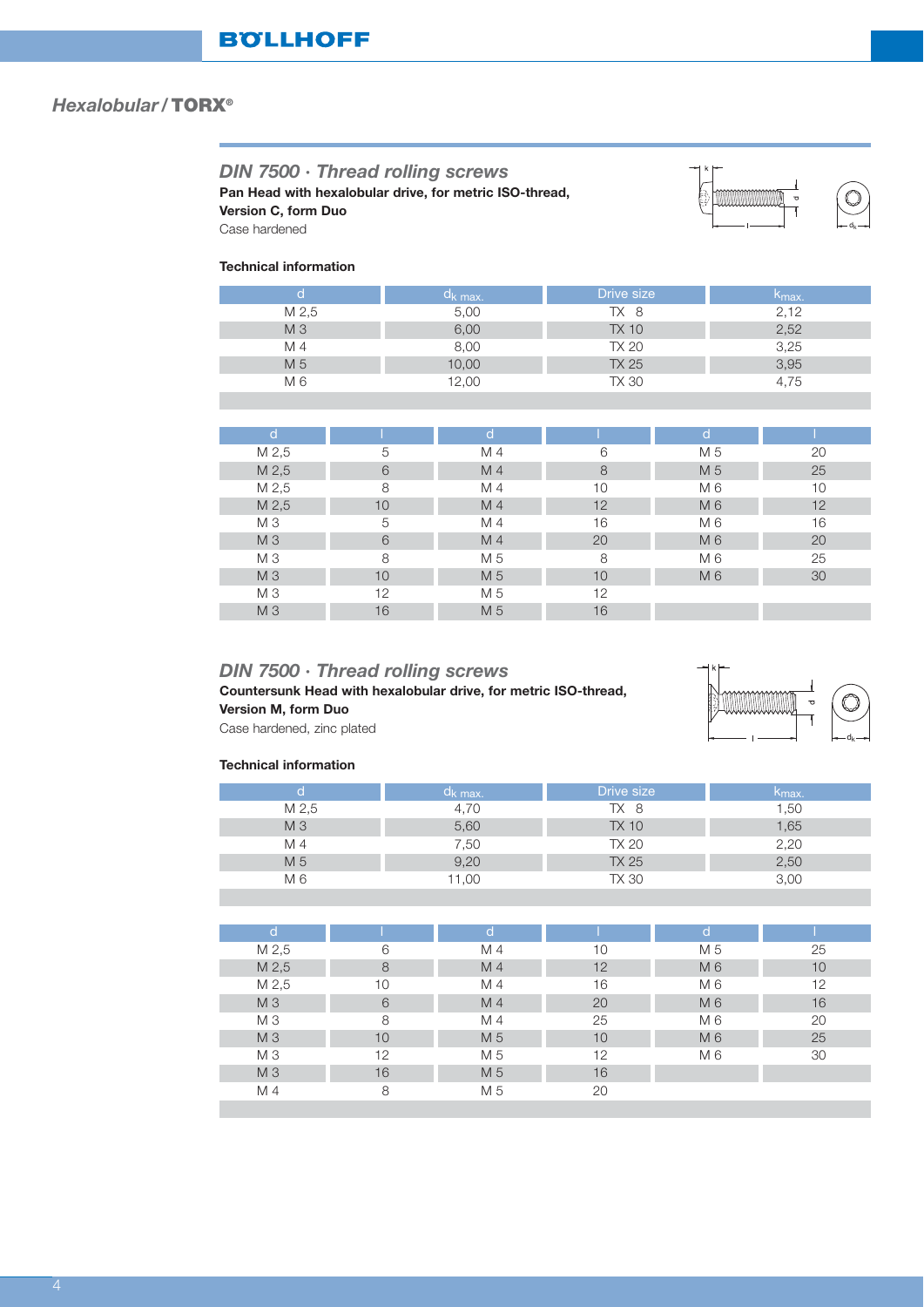## Hexalobular / TORX®

### DIN 7500 · Thread rolling screws

**Pan Head with hexalobular drive, for metric ISO-thread, Version C, form Duo**

Case hardened

**Technical information**

| d | $d_{k\ max.}$ | Drive size | $k_{max.}$ |
|---|---|---|---|
| M 2,5 | 5,00 | TX 8 | 2,12 |
| M 3 | 6,00 | TX 10 | 2,52 |
| M 4 | 8,00 | TX 20 | 3,25 |
| M 5 | 10,00 | TX 25 | 3,95 |
| M 6 | 12,00 | TX 30 | 4,75 |

| d | l | d | l | d | l |
|---|---|---|---|---|---|
| M 2,5 | 5 | M 4 | 6 | M 5 | 20 |
| M 2,5 | 6 | M 4 | 8 | M 5 | 25 |
| M 2,5 | 8 | M 4 | 10 | M 6 | 10 |
| M 2,5 | 10 | M 4 | 12 | M 6 | 12 |
| M 3 | 5 | M 4 | 16 | M 6 | 16 |
| M 3 | 6 | M 4 | 20 | M 6 | 20 |
| M 3 | 8 | M 5 | 8 | M 6 | 25 |
| M 3 | 10 | M 5 | 10 | M 6 | 30 |
| M 3 | 12 | M 5 | 12 | | |
| M 3 | 16 | M 5 | 16 | | |

### DIN 7500 · Thread rolling screws

**Countersunk Head with hexalobular drive, for metric ISO-thread, Version M, form Duo**

Case hardened, zinc plated

**Technical information**

| d | $d_{k\ max.}$ | Drive size | $k_{max.}$ |
|---|---|---|---|
| M 2,5 | 4,70 | TX 8 | 1,50 |
| M 3 | 5,60 | TX 10 | 1,65 |
| M 4 | 7,50 | TX 20 | 2,20 |
| M 5 | 9,20 | TX 25 | 2,50 |
| M 6 | 11,00 | TX 30 | 3,00 |

| d | l | d | l | d | l |
|---|---|---|---|---|---|
| M 2,5 | 6 | M 4 | 10 | M 5 | 25 |
| M 2,5 | 8 | M 4 | 12 | M 6 | 10 |
| M 2,5 | 10 | M 4 | 16 | M 6 | 12 |
| M 3 | 6 | M 4 | 20 | M 6 | 16 |
| M 3 | 8 | M 4 | 25 | M 6 | 20 |
| M 3 | 10 | M 5 | 10 | M 6 | 25 |
| M 3 | 12 | M 5 | 12 | M 6 | 30 |
| M 3 | 16 | M 5 | 16 | | |
| M 4 | 8 | M 5 | 20 | | |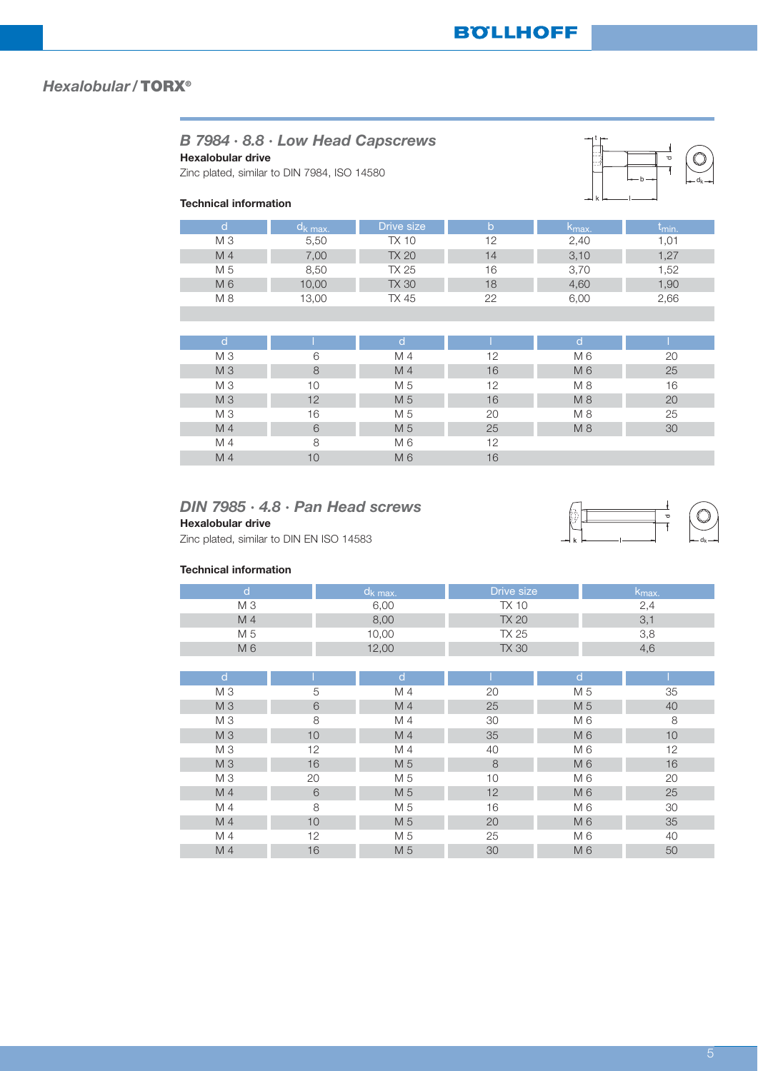## *Hexalobular /* **TORX®**

### *B 7984 · 8.8 · Low Head Capscrews*

**Hexalobular drive**

Zinc plated, similar to DIN 7984, ISO 14580

**Technical information**

| d | $d_{k\ max.}$ | Drive size | b | $k_{max.}$ | $t_{min.}$ |
|---|---|---|---|---|---|
| M 3 | 5,50 | TX 10 | 12 | 2,40 | 1,01 |
| M 4 | 7,00 | TX 20 | 14 | 3,10 | 1,27 |
| M 5 | 8,50 | TX 25 | 16 | 3,70 | 1,52 |
| M 6 | 10,00 | TX 30 | 18 | 4,60 | 1,90 |
| M 8 | 13,00 | TX 45 | 22 | 6,00 | 2,66 |

| d | l | d | l | d | l |
|---|---|---|---|---|---|
| M 3 | 6 | M 4 | 12 | M 6 | 20 |
| M 3 | 8 | M 4 | 16 | M 6 | 25 |
| M 3 | 10 | M 5 | 12 | M 8 | 16 |
| M 3 | 12 | M 5 | 16 | M 8 | 20 |
| M 3 | 16 | M 5 | 20 | M 8 | 25 |
| M 4 | 6 | M 5 | 25 | M 8 | 30 |
| M 4 | 8 | M 6 | 12 | | |
| M 4 | 10 | M 6 | 16 | | |

### *DIN 7985 · 4.8 · Pan Head screws*

**Hexalobular drive**

Zinc plated, similar to DIN EN ISO 14583

**Technical information**

| d | $d_{k\ max.}$ | Drive size | $k_{max.}$ |
|---|---|---|---|
| M 3 | 6,00 | TX 10 | 2,4 |
| M 4 | 8,00 | TX 20 | 3,1 |
| M 5 | 10,00 | TX 25 | 3,8 |
| M 6 | 12,00 | TX 30 | 4,6 |

| d | l | d | l | d | l |
|---|---|---|---|---|---|
| M 3 | 5 | M 4 | 20 | M 5 | 35 |
| M 3 | 6 | M 4 | 25 | M 5 | 40 |
| M 3 | 8 | M 4 | 30 | M 6 | 8 |
| M 3 | 10 | M 4 | 35 | M 6 | 10 |
| M 3 | 12 | M 4 | 40 | M 6 | 12 |
| M 3 | 16 | M 5 | 8 | M 6 | 16 |
| M 3 | 20 | M 5 | 10 | M 6 | 20 |
| M 4 | 6 | M 5 | 12 | M 6 | 25 |
| M 4 | 8 | M 5 | 16 | M 6 | 30 |
| M 4 | 10 | M 5 | 20 | M 6 | 35 |
| M 4 | 12 | M 5 | 25 | M 6 | 40 |
| M 4 | 16 | M 5 | 30 | M 6 | 50 |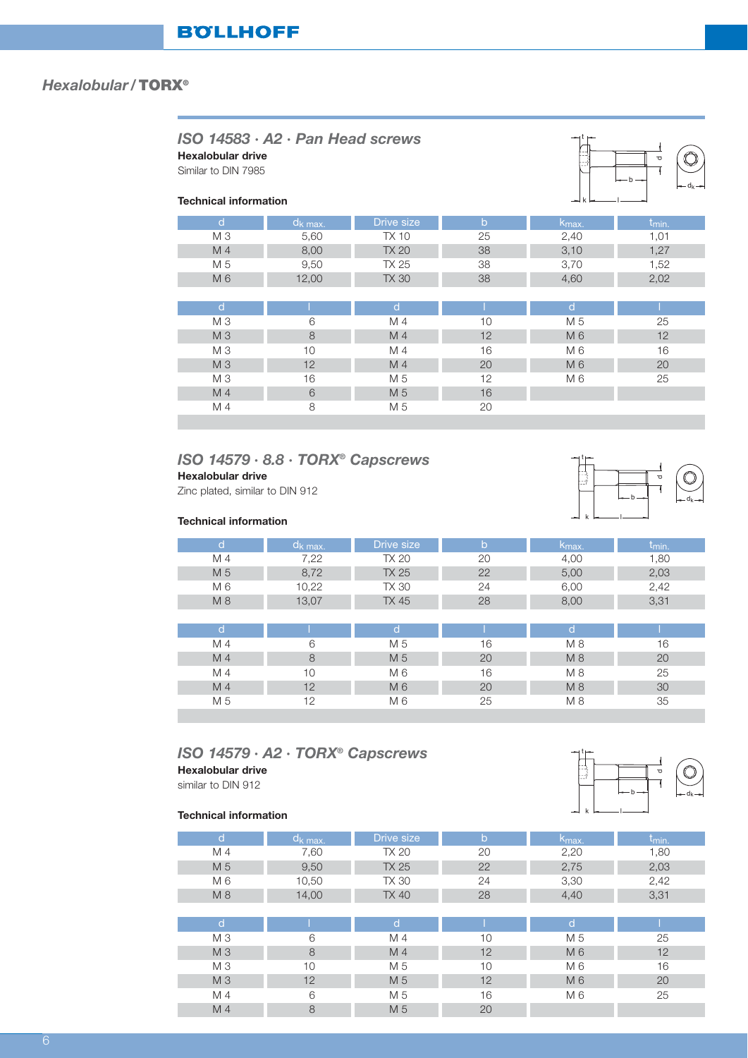## Hexalobular / TORX®

### ISO 14583 · A2 · Pan Head screws

**Hexalobular drive**

Similar to DIN 7985

**Technical information**

| d | $d_{k\ max.}$ | Drive size | b | $k_{max.}$ | $t_{min.}$ |
|---|---|---|---|---|---|
| M 3 | 5,60 | TX 10 | 25 | 2,40 | 1,01 |
| M 4 | 8,00 | TX 20 | 38 | 3,10 | 1,27 |
| M 5 | 9,50 | TX 25 | 38 | 3,70 | 1,52 |
| M 6 | 12,00 | TX 30 | 38 | 4,60 | 2,02 |

| d | l | d | l | d | l |
|---|---|---|---|---|---|
| M 3 | 6 | M 4 | 10 | M 5 | 25 |
| M 3 | 8 | M 4 | 12 | M 6 | 12 |
| M 3 | 10 | M 4 | 16 | M 6 | 16 |
| M 3 | 12 | M 4 | 20 | M 6 | 20 |
| M 3 | 16 | M 5 | 12 | M 6 | 25 |
| M 4 | 6 | M 5 | 16 | | |
| M 4 | 8 | M 5 | 20 | | |

### ISO 14579 · 8.8 · TORX® Capscrews

**Hexalobular drive**

Zinc plated, similar to DIN 912

**Technical information**

| d | $d_{k\ max.}$ | Drive size | b | $k_{max.}$ | $t_{min.}$ |
|---|---|---|---|---|---|
| M 4 | 7,22 | TX 20 | 20 | 4,00 | 1,80 |
| M 5 | 8,72 | TX 25 | 22 | 5,00 | 2,03 |
| M 6 | 10,22 | TX 30 | 24 | 6,00 | 2,42 |
| M 8 | 13,07 | TX 45 | 28 | 8,00 | 3,31 |

| d | l | d | l | d | l |
|---|---|---|---|---|---|
| M 4 | 6 | M 5 | 16 | M 8 | 16 |
| M 4 | 8 | M 5 | 20 | M 8 | 20 |
| M 4 | 10 | M 6 | 16 | M 8 | 25 |
| M 4 | 12 | M 6 | 20 | M 8 | 30 |
| M 5 | 12 | M 6 | 25 | M 8 | 35 |

### ISO 14579 · A2 · TORX® Capscrews

**Hexalobular drive**

similar to DIN 912

**Technical information**

| d | $d_{k\ max.}$ | Drive size | b | $k_{max.}$ | $t_{min.}$ |
|---|---|---|---|---|---|
| M 4 | 7,60 | TX 20 | 20 | 2,20 | 1,80 |
| M 5 | 9,50 | TX 25 | 22 | 2,75 | 2,03 |
| M 6 | 10,50 | TX 30 | 24 | 3,30 | 2,42 |
| M 8 | 14,00 | TX 40 | 28 | 4,40 | 3,31 |

| d | l | d | l | d | l |
|---|---|---|---|---|---|
| M 3 | 6 | M 4 | 10 | M 5 | 25 |
| M 3 | 8 | M 4 | 12 | M 6 | 12 |
| M 3 | 10 | M 5 | 10 | M 6 | 16 |
| M 3 | 12 | M 5 | 12 | M 6 | 20 |
| M 4 | 6 | M 5 | 16 | M 6 | 25 |
| M 4 | 8 | M 5 | 20 | | |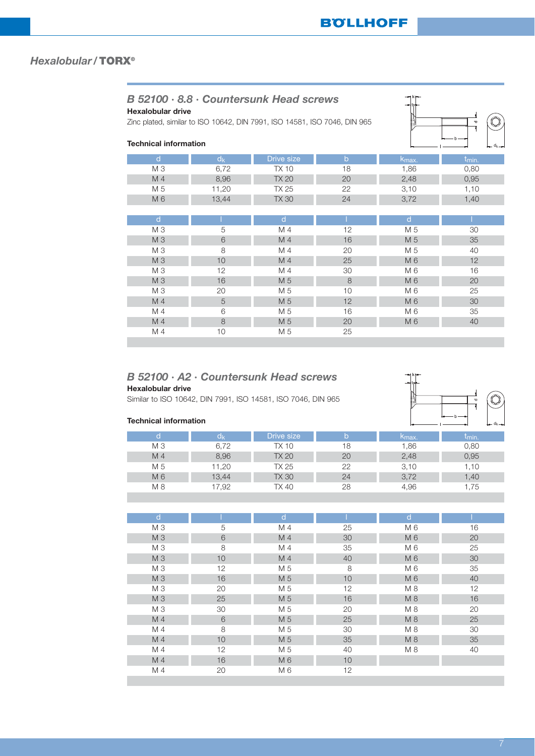## Hexalobular / TORX®

### B 52100 · 8.8 · Countersunk Head screws

**Hexalobular drive**

Zinc plated, similar to ISO 10642, DIN 7991, ISO 14581, ISO 7046, DIN 965

**Technical information**

| d | $d_k$ | Drive size | b | $k_{max.}$ | $t_{min.}$ |
|---|---|---|---|---|---|
| M 3 | 6,72 | TX 10 | 18 | 1,86 | 0,80 |
| M 4 | 8,96 | TX 20 | 20 | 2,48 | 0,95 |
| M 5 | 11,20 | TX 25 | 22 | 3,10 | 1,10 |
| M 6 | 13,44 | TX 30 | 24 | 3,72 | 1,40 |

| d | l | d | l | d | l |
|---|---|---|---|---|---|
| M 3 | 5 | M 4 | 12 | M 5 | 30 |
| M 3 | 6 | M 4 | 16 | M 5 | 35 |
| M 3 | 8 | M 4 | 20 | M 5 | 40 |
| M 3 | 10 | M 4 | 25 | M 6 | 12 |
| M 3 | 12 | M 4 | 30 | M 6 | 16 |
| M 3 | 16 | M 5 | 8 | M 6 | 20 |
| M 3 | 20 | M 5 | 10 | M 6 | 25 |
| M 4 | 5 | M 5 | 12 | M 6 | 30 |
| M 4 | 6 | M 5 | 16 | M 6 | 35 |
| M 4 | 8 | M 5 | 20 | M 6 | 40 |
| M 4 | 10 | M 5 | 25 | | |

### B 52100 · A2 · Countersunk Head screws

**Hexalobular drive**

Similar to ISO 10642, DIN 7991, ISO 14581, ISO 7046, DIN 965

**Technical information**

| d | $d_k$ | Drive size | b | $k_{max.}$ | $t_{min.}$ |
|---|---|---|---|---|---|
| M 3 | 6,72 | TX 10 | 18 | 1,86 | 0,80 |
| M 4 | 8,96 | TX 20 | 20 | 2,48 | 0,95 |
| M 5 | 11,20 | TX 25 | 22 | 3,10 | 1,10 |
| M 6 | 13,44 | TX 30 | 24 | 3,72 | 1,40 |
| M 8 | 17,92 | TX 40 | 28 | 4,96 | 1,75 |

| d | l | d | l | d | l |
|---|---|---|---|---|---|
| M 3 | 5 | M 4 | 25 | M 6 | 16 |
| M 3 | 6 | M 4 | 30 | M 6 | 20 |
| M 3 | 8 | M 4 | 35 | M 6 | 25 |
| M 3 | 10 | M 4 | 40 | M 6 | 30 |
| M 3 | 12 | M 5 | 8 | M 6 | 35 |
| M 3 | 16 | M 5 | 10 | M 6 | 40 |
| M 3 | 20 | M 5 | 12 | M 8 | 12 |
| M 3 | 25 | M 5 | 16 | M 8 | 16 |
| M 3 | 30 | M 5 | 20 | M 8 | 20 |
| M 4 | 6 | M 5 | 25 | M 8 | 25 |
| M 4 | 8 | M 5 | 30 | M 8 | 30 |
| M 4 | 10 | M 5 | 35 | M 8 | 35 |
| M 4 | 12 | M 5 | 40 | M 8 | 40 |
| M 4 | 16 | M 6 | 10 | | |
| M 4 | 20 | M 6 | 12 | | |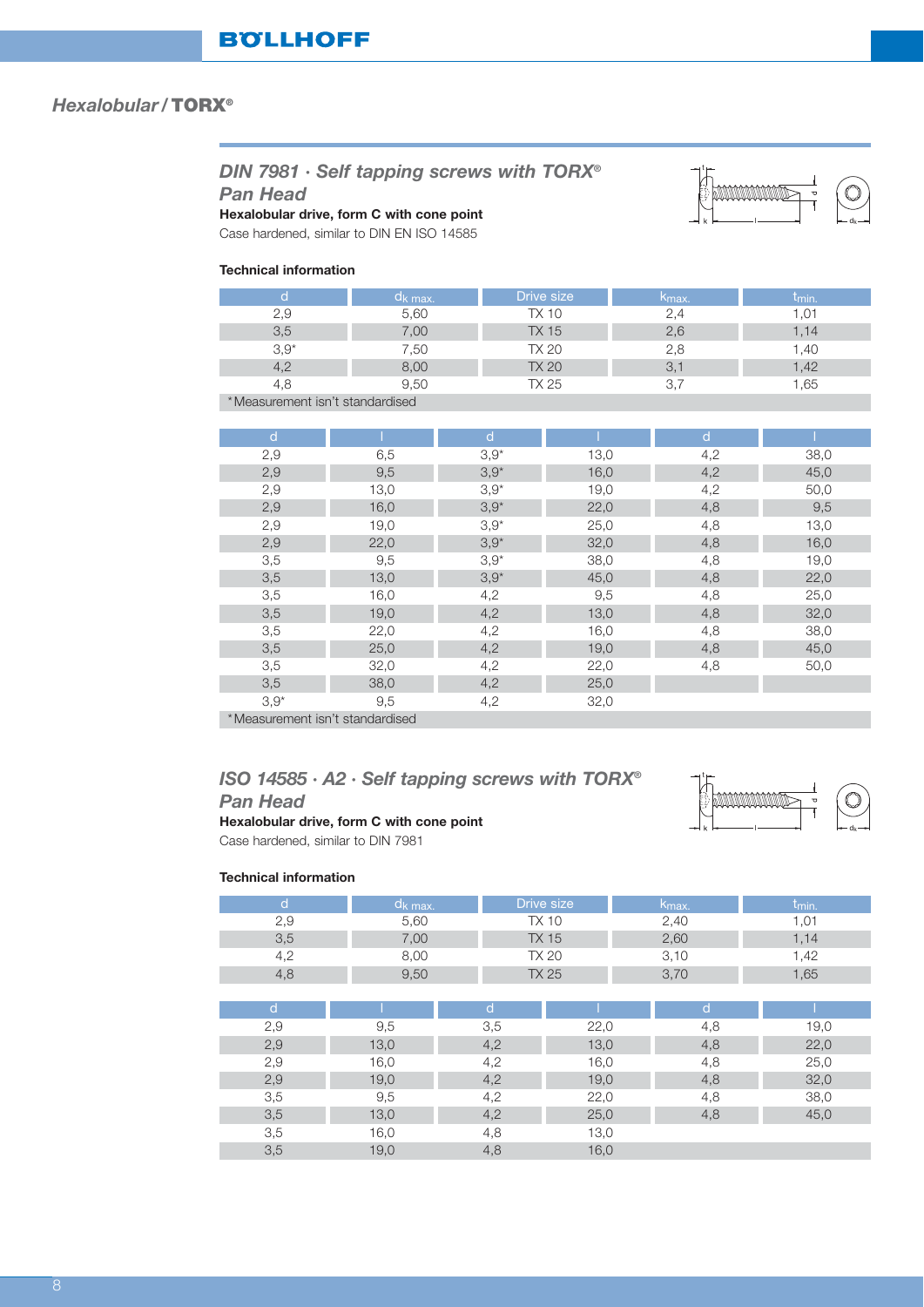## Hexalobular / TORX®

### DIN 7981 · Self tapping screws with TORX® Pan Head

**Hexalobular drive, form C with cone point**

Case hardened, similar to DIN EN ISO 14585

#### Technical information

| d | $d_{k\,max.}$ | Drive size | $k_{max.}$ | $t_{min.}$ |
|---|---|---|---|---|
| 2,9 | 5,60 | TX 10 | 2,4 | 1,01 |
| 3,5 | 7,00 | TX 15 | 2,6 | 1,14 |
| 3,9* | 7,50 | TX 20 | 2,8 | 1,40 |
| 4,2 | 8,00 | TX 20 | 3,1 | 1,42 |
| 4,8 | 9,50 | TX 25 | 3,7 | 1,65 |

*Measurement isn't standardised

| d | l | d | l | d | l |
|---|---|---|---|---|---|
| 2,9 | 6,5 | 3,9* | 13,0 | 4,2 | 38,0 |
| 2,9 | 9,5 | 3,9* | 16,0 | 4,2 | 45,0 |
| 2,9 | 13,0 | 3,9* | 19,0 | 4,2 | 50,0 |
| 2,9 | 16,0 | 3,9* | 22,0 | 4,8 | 9,5 |
| 2,9 | 19,0 | 3,9* | 25,0 | 4,8 | 13,0 |
| 2,9 | 22,0 | 3,9* | 32,0 | 4,8 | 16,0 |
| 3,5 | 9,5 | 3,9* | 38,0 | 4,8 | 19,0 |
| 3,5 | 13,0 | 3,9* | 45,0 | 4,8 | 22,0 |
| 3,5 | 16,0 | 4,2 | 9,5 | 4,8 | 25,0 |
| 3,5 | 19,0 | 4,2 | 13,0 | 4,8 | 32,0 |
| 3,5 | 22,0 | 4,2 | 16,0 | 4,8 | 38,0 |
| 3,5 | 25,0 | 4,2 | 19,0 | 4,8 | 45,0 |
| 3,5 | 32,0 | 4,2 | 22,0 | 4,8 | 50,0 |
| 3,5 | 38,0 | 4,2 | 25,0 | | |
| 3,9* | 9,5 | 4,2 | 32,0 | | |

*Measurement isn't standardised

### ISO 14585 · A2 · Self tapping screws with TORX® Pan Head

**Hexalobular drive, form C with cone point**

Case hardened, similar to DIN 7981

#### Technical information

| d | $d_{k\,max.}$ | Drive size | $k_{max.}$ | $t_{min.}$ |
|---|---|---|---|---|
| 2,9 | 5,60 | TX 10 | 2,40 | 1,01 |
| 3,5 | 7,00 | TX 15 | 2,60 | 1,14 |
| 4,2 | 8,00 | TX 20 | 3,10 | 1,42 |
| 4,8 | 9,50 | TX 25 | 3,70 | 1,65 |

| d | l | d | l | d | l |
|---|---|---|---|---|---|
| 2,9 | 9,5 | 3,5 | 22,0 | 4,8 | 19,0 |
| 2,9 | 13,0 | 4,2 | 13,0 | 4,8 | 22,0 |
| 2,9 | 16,0 | 4,2 | 16,0 | 4,8 | 25,0 |
| 2,9 | 19,0 | 4,2 | 19,0 | 4,8 | 32,0 |
| 3,5 | 9,5 | 4,2 | 22,0 | 4,8 | 38,0 |
| 3,5 | 13,0 | 4,2 | 25,0 | 4,8 | 45,0 |
| 3,5 | 16,0 | 4,8 | 13,0 | | |
| 3,5 | 19,0 | 4,8 | 16,0 | | |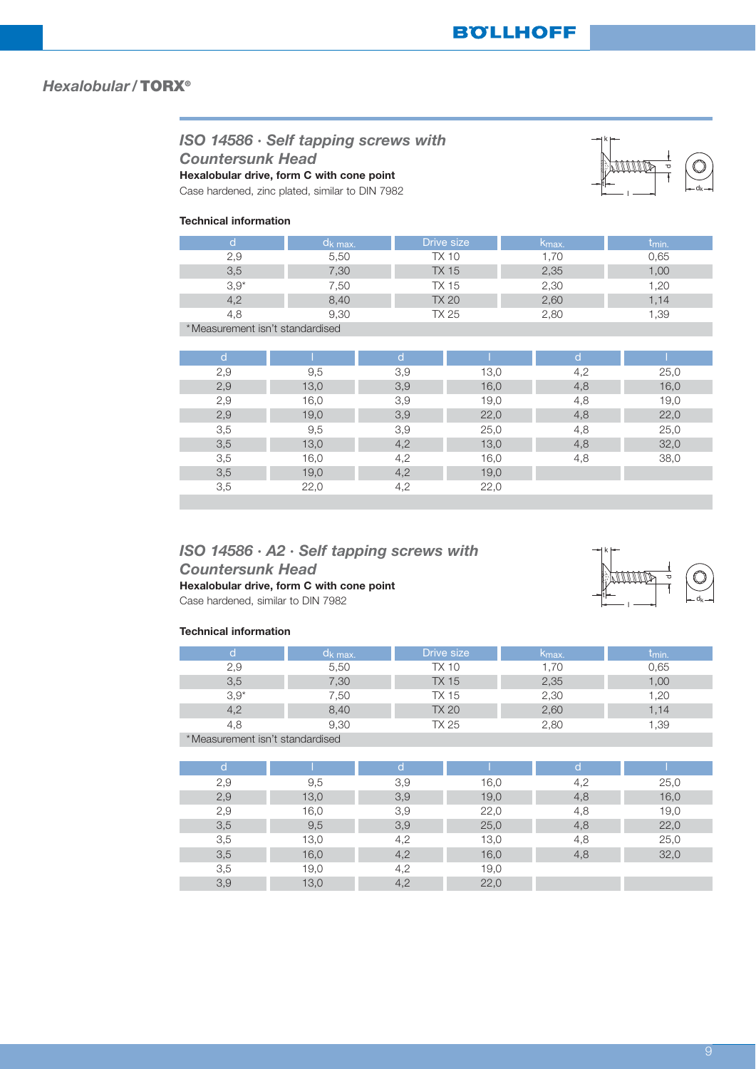## *Hexalobular / TORX®*

### *ISO 14586 · Self tapping screws with Countersunk Head*

**Hexalobular drive, form C with cone point**

Case hardened, zinc plated, similar to DIN 7982

**Technical information**

| d | $d_{k\ max.}$ | Drive size | $k_{max.}$ | $t_{min.}$ |
|---|---|---|---|---|
| 2,9 | 5,50 | TX 10 | 1,70 | 0,65 |
| 3,5 | 7,30 | TX 15 | 2,35 | 1,00 |
| 3,9* | 7,50 | TX 15 | 2,30 | 1,20 |
| 4,2 | 8,40 | TX 20 | 2,60 | 1,14 |
| 4,8 | 9,30 | TX 25 | 2,80 | 1,39 |

*Measurement isn't standardised

| d | l | d | l | d | l |
|---|---|---|---|---|---|
| 2,9 | 9,5 | 3,9 | 13,0 | 4,2 | 25,0 |
| 2,9 | 13,0 | 3,9 | 16,0 | 4,8 | 16,0 |
| 2,9 | 16,0 | 3,9 | 19,0 | 4,8 | 19,0 |
| 2,9 | 19,0 | 3,9 | 22,0 | 4,8 | 22,0 |
| 3,5 | 9,5 | 3,9 | 25,0 | 4,8 | 25,0 |
| 3,5 | 13,0 | 4,2 | 13,0 | 4,8 | 32,0 |
| 3,5 | 16,0 | 4,2 | 16,0 | 4,8 | 38,0 |
| 3,5 | 19,0 | 4,2 | 19,0 | | |
| 3,5 | 22,0 | 4,2 | 22,0 | | |

### *ISO 14586 · A2 · Self tapping screws with Countersunk Head*

**Hexalobular drive, form C with cone point**

Case hardened, similar to DIN 7982

**Technical information**

| d | $d_{k\ max.}$ | Drive size | $k_{max.}$ | $t_{min.}$ |
|---|---|---|---|---|
| 2,9 | 5,50 | TX 10 | 1,70 | 0,65 |
| 3,5 | 7,30 | TX 15 | 2,35 | 1,00 |
| 3,9* | 7,50 | TX 15 | 2,30 | 1,20 |
| 4,2 | 8,40 | TX 20 | 2,60 | 1,14 |
| 4,8 | 9,30 | TX 25 | 2,80 | 1,39 |

*Measurement isn't standardised

| d | l | d | l | d | l |
|---|---|---|---|---|---|
| 2,9 | 9,5 | 3,9 | 16,0 | 4,2 | 25,0 |
| 2,9 | 13,0 | 3,9 | 19,0 | 4,8 | 16,0 |
| 2,9 | 16,0 | 3,9 | 22,0 | 4,8 | 19,0 |
| 3,5 | 9,5 | 3,9 | 25,0 | 4,8 | 22,0 |
| 3,5 | 13,0 | 4,2 | 13,0 | 4,8 | 25,0 |
| 3,5 | 16,0 | 4,2 | 16,0 | 4,8 | 32,0 |
| 3,5 | 19,0 | 4,2 | 19,0 | | |
| 3,9 | 13,0 | 4,2 | 22,0 | | |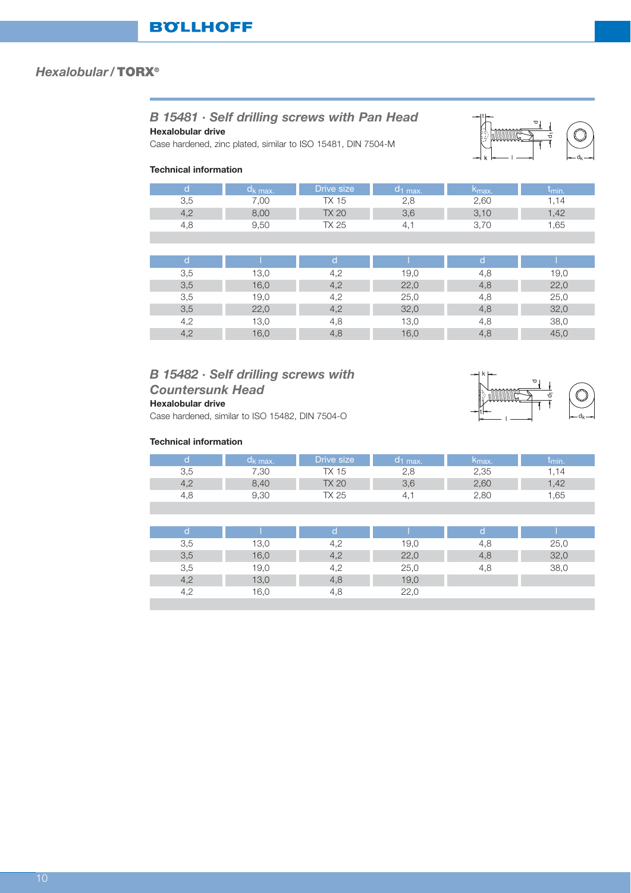## Hexalobular / TORX®

### B 15481 · Self drilling screws with Pan Head

**Hexalobular drive**

Case hardened, zinc plated, similar to ISO 15481, DIN 7504-M

**Technical information**

| d | $d_{k\ max.}$ | Drive size | $d_{1\ max.}$ | $k_{max.}$ | $t_{min.}$ |
|---|---|---|---|---|---|
| 3,5 | 7,00 | TX 15 | 2,8 | 2,60 | 1,14 |
| 4,2 | 8,00 | TX 20 | 3,6 | 3,10 | 1,42 |
| 4,8 | 9,50 | TX 25 | 4,1 | 3,70 | 1,65 |

| d | l | d | l | d | l |
|---|---|---|---|---|---|
| 3,5 | 13,0 | 4,2 | 19,0 | 4,8 | 19,0 |
| 3,5 | 16,0 | 4,2 | 22,0 | 4,8 | 22,0 |
| 3,5 | 19,0 | 4,2 | 25,0 | 4,8 | 25,0 |
| 3,5 | 22,0 | 4,2 | 32,0 | 4,8 | 32,0 |
| 4,2 | 13,0 | 4,8 | 13,0 | 4,8 | 38,0 |
| 4,2 | 16,0 | 4,8 | 16,0 | 4,8 | 45,0 |

### B 15482 · Self drilling screws with Countersunk Head

**Hexalobular drive**

Case hardened, similar to ISO 15482, DIN 7504-O

**Technical information**

| d | $d_{k\ max.}$ | Drive size | $d_{1\ max.}$ | $k_{max.}$ | $t_{min.}$ |
|---|---|---|---|---|---|
| 3,5 | 7,30 | TX 15 | 2,8 | 2,35 | 1,14 |
| 4,2 | 8,40 | TX 20 | 3,6 | 2,60 | 1,42 |
| 4,8 | 9,30 | TX 25 | 4,1 | 2,80 | 1,65 |

| d | l | d | l | d | l |
|---|---|---|---|---|---|
| 3,5 | 13,0 | 4,2 | 19,0 | 4,8 | 25,0 |
| 3,5 | 16,0 | 4,2 | 22,0 | 4,8 | 32,0 |
| 3,5 | 19,0 | 4,2 | 25,0 | 4,8 | 38,0 |
| 4,2 | 13,0 | 4,8 | 19,0 | | |
| 4,2 | 16,0 | 4,8 | 22,0 | | |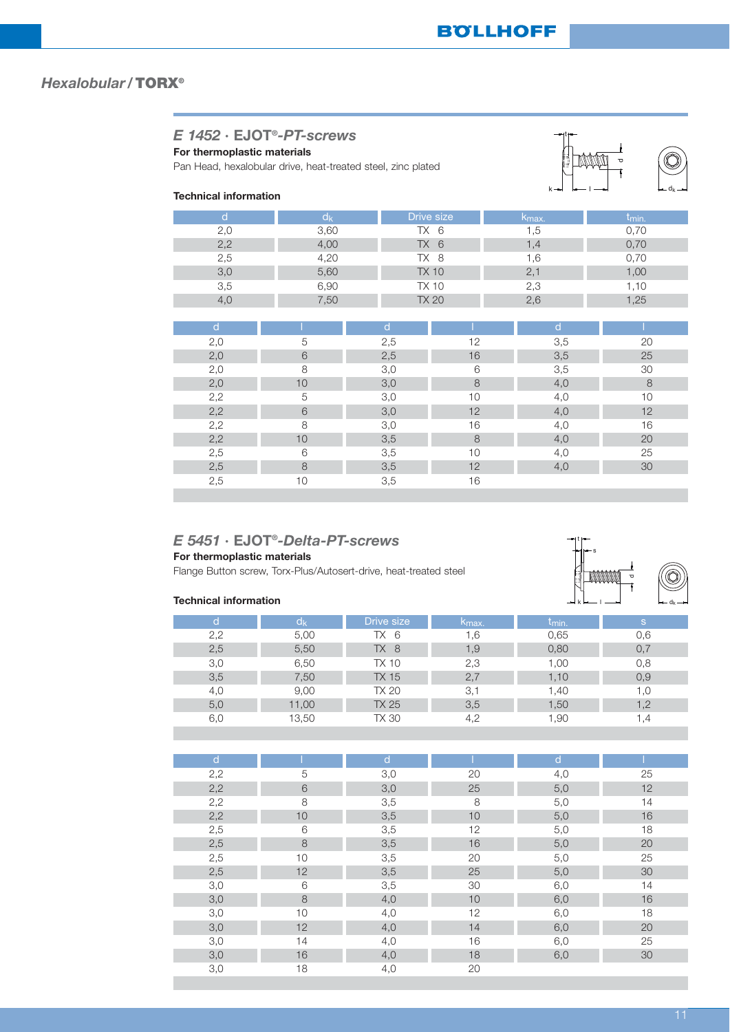## *Hexalobular* / TORX®

### *E 1452* · EJOT®*-PT-screws*

**For thermoplastic materials**

Pan Head, hexalobular drive, heat-treated steel, zinc plated

**Technical information**

| d | $d_k$ | Drive size | $k_{max.}$ | $t_{min.}$ |
|---|---|---|---|---|
| 2,0 | 3,60 | TX 6 | 1,5 | 0,70 |
| 2,2 | 4,00 | TX 6 | 1,4 | 0,70 |
| 2,5 | 4,20 | TX 8 | 1,6 | 0,70 |
| 3,0 | 5,60 | TX 10 | 2,1 | 1,00 |
| 3,5 | 6,90 | TX 10 | 2,3 | 1,10 |
| 4,0 | 7,50 | TX 20 | 2,6 | 1,25 |

| d | l | d | l | d | l |
|---|---|---|---|---|---|
| 2,0 | 5 | 2,5 | 12 | 3,5 | 20 |
| 2,0 | 6 | 2,5 | 16 | 3,5 | 25 |
| 2,0 | 8 | 3,0 | 6 | 3,5 | 30 |
| 2,0 | 10 | 3,0 | 8 | 4,0 | 8 |
| 2,2 | 5 | 3,0 | 10 | 4,0 | 10 |
| 2,2 | 6 | 3,0 | 12 | 4,0 | 12 |
| 2,2 | 8 | 3,0 | 16 | 4,0 | 16 |
| 2,2 | 10 | 3,5 | 8 | 4,0 | 20 |
| 2,5 | 6 | 3,5 | 10 | 4,0 | 25 |
| 2,5 | 8 | 3,5 | 12 | 4,0 | 30 |
| 2,5 | 10 | 3,5 | 16 | | |

### *E 5451* · EJOT®*-Delta-PT-screws*

**For thermoplastic materials**

Flange Button screw, Torx-Plus/Autosert-drive, heat-treated steel

**Technical information**

| d | $d_k$ | Drive size | $k_{max.}$ | $t_{min.}$ | s |
|---|---|---|---|---|---|
| 2,2 | 5,00 | TX 6 | 1,6 | 0,65 | 0,6 |
| 2,5 | 5,50 | TX 8 | 1,9 | 0,80 | 0,7 |
| 3,0 | 6,50 | TX 10 | 2,3 | 1,00 | 0,8 |
| 3,5 | 7,50 | TX 15 | 2,7 | 1,10 | 0,9 |
| 4,0 | 9,00 | TX 20 | 3,1 | 1,40 | 1,0 |
| 5,0 | 11,00 | TX 25 | 3,5 | 1,50 | 1,2 |
| 6,0 | 13,50 | TX 30 | 4,2 | 1,90 | 1,4 |

| d | l | d | l | d | l |
|---|---|---|---|---|---|
| 2,2 | 5 | 3,0 | 20 | 4,0 | 25 |
| 2,2 | 6 | 3,0 | 25 | 5,0 | 12 |
| 2,2 | 8 | 3,5 | 8 | 5,0 | 14 |
| 2,2 | 10 | 3,5 | 10 | 5,0 | 16 |
| 2,5 | 6 | 3,5 | 12 | 5,0 | 18 |
| 2,5 | 8 | 3,5 | 16 | 5,0 | 20 |
| 2,5 | 10 | 3,5 | 20 | 5,0 | 25 |
| 2,5 | 12 | 3,5 | 25 | 5,0 | 30 |
| 3,0 | 6 | 3,5 | 30 | 6,0 | 14 |
| 3,0 | 8 | 4,0 | 10 | 6,0 | 16 |
| 3,0 | 10 | 4,0 | 12 | 6,0 | 18 |
| 3,0 | 12 | 4,0 | 14 | 6,0 | 20 |
| 3,0 | 14 | 4,0 | 16 | 6,0 | 25 |
| 3,0 | 16 | 4,0 | 18 | 6,0 | 30 |
| 3,0 | 18 | 4,0 | 20 | | |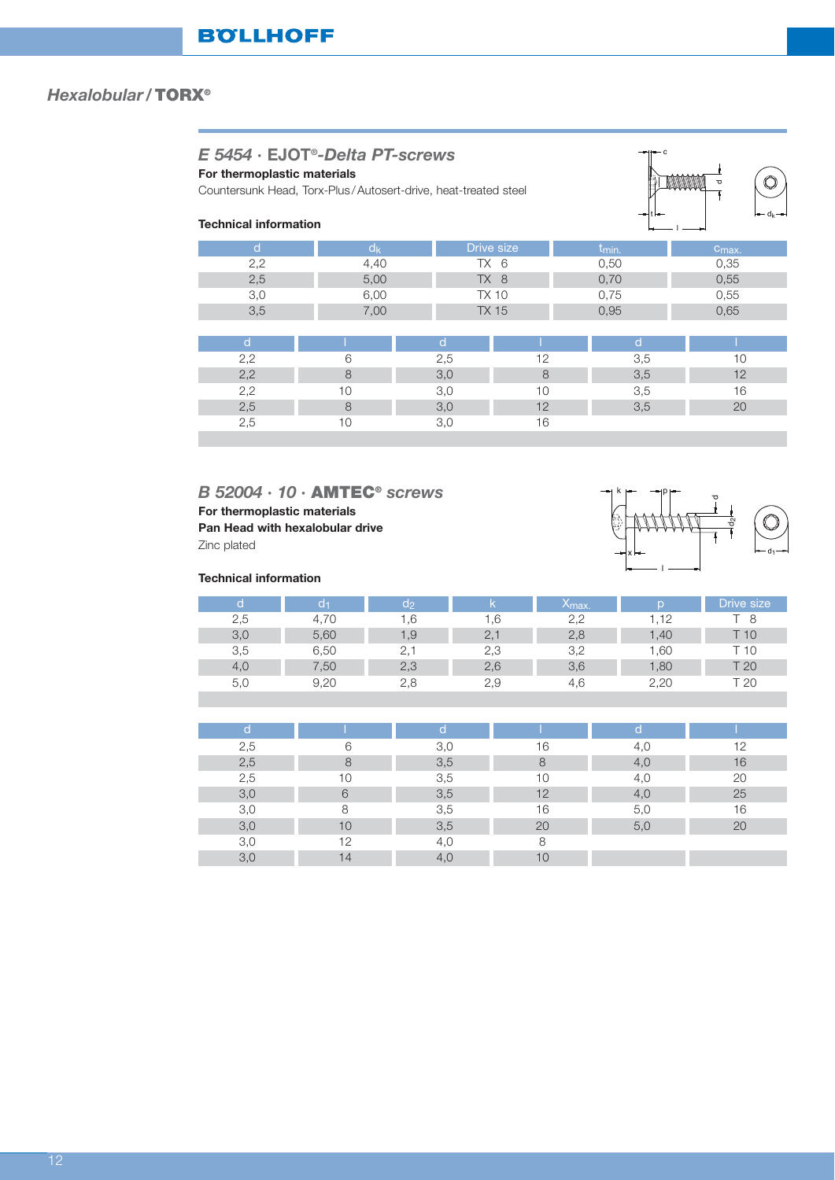## *Hexalobular /* **TORX®**

### *E 5454 ·* **EJOT®***-Delta PT-screws*

**For thermoplastic materials**

Countersunk Head, Torx-Plus / Autosert-drive, heat-treated steel

**Technical information**

| d | $d_k$ | Drive size | $t_{min.}$ | $c_{max.}$ |
|---|---|---|---|---|
| 2,2 | 4,40 | TX 6 | 0,50 | 0,35 |
| 2,5 | 5,00 | TX 8 | 0,70 | 0,55 |
| 3,0 | 6,00 | TX 10 | 0,75 | 0,55 |
| 3,5 | 7,00 | TX 15 | 0,95 | 0,65 |

| d | l | d | l | d | l |
|---|---|---|---|---|---|
| 2,2 | 6 | 2,5 | 12 | 3,5 | 10 |
| 2,2 | 8 | 3,0 | 8 | 3,5 | 12 |
| 2,2 | 10 | 3,0 | 10 | 3,5 | 16 |
| 2,5 | 8 | 3,0 | 12 | 3,5 | 20 |
| 2,5 | 10 | 3,0 | 16 | | |

### *B 52004 · 10 ·* **AMTEC®** *screws*

**For thermoplastic materials**

**Pan Head with hexalobular drive**

Zinc plated

**Technical information**

| d | $d_1$ | $d_2$ | k | $X_{max.}$ | p | Drive size |
|---|---|---|---|---|---|---|
| 2,5 | 4,70 | 1,6 | 1,6 | 2,2 | 1,12 | T 8 |
| 3,0 | 5,60 | 1,9 | 2,1 | 2,8 | 1,40 | T 10 |
| 3,5 | 6,50 | 2,1 | 2,3 | 3,2 | 1,60 | T 10 |
| 4,0 | 7,50 | 2,3 | 2,6 | 3,6 | 1,80 | T 20 |
| 5,0 | 9,20 | 2,8 | 2,9 | 4,6 | 2,20 | T 20 |

| d | l | d | l | d | l |
|---|---|---|---|---|---|
| 2,5 | 6 | 3,0 | 16 | 4,0 | 12 |
| 2,5 | 8 | 3,5 | 8 | 4,0 | 16 |
| 2,5 | 10 | 3,5 | 10 | 4,0 | 20 |
| 3,0 | 6 | 3,5 | 12 | 4,0 | 25 |
| 3,0 | 8 | 3,5 | 16 | 5,0 | 16 |
| 3,0 | 10 | 3,5 | 20 | 5,0 | 20 |
| 3,0 | 12 | 4,0 | 8 | | |
| 3,0 | 14 | 4,0 | 10 | | |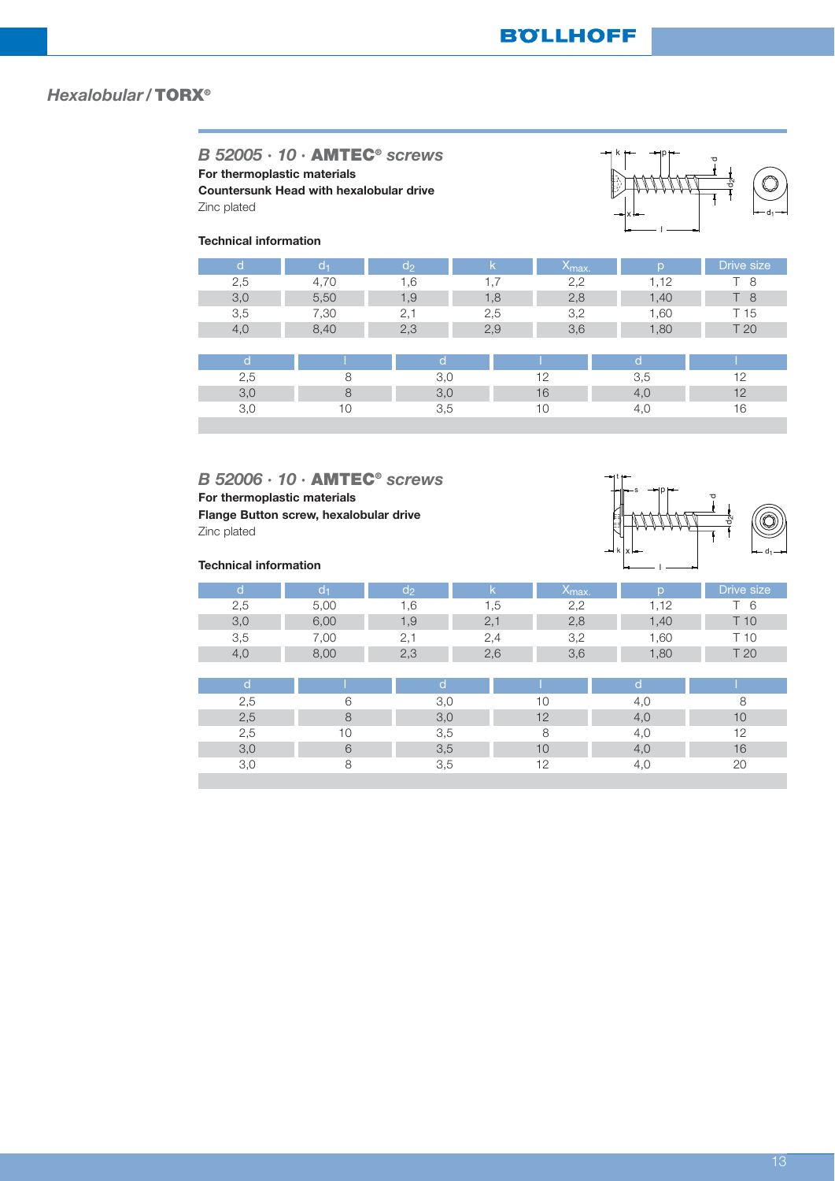## *Hexalobular /* TORX®

### *B 52005 · 10 ·* AMTEC® *screws*

**For thermoplastic materials**
**Countersunk Head with hexalobular drive**
Zinc plated

**Technical information**

| d | $d_1$ | $d_2$ | k | $X_{max.}$ | p | Drive size |
|---|---|---|---|---|---|---|
| 2,5 | 4,70 | 1,6 | 1,7 | 2,2 | 1,12 | T 8 |
| 3,0 | 5,50 | 1,9 | 1,8 | 2,8 | 1,40 | T 8 |
| 3,5 | 7,30 | 2,1 | 2,5 | 3,2 | 1,60 | T 15 |
| 4,0 | 8,40 | 2,3 | 2,9 | 3,6 | 1,80 | T 20 |

| d | l | d | l | d | l |
|---|---|---|---|---|---|
| 2,5 | 8 | 3,0 | 12 | 3,5 | 12 |
| 3,0 | 8 | 3,0 | 16 | 4,0 | 12 |
| 3,0 | 10 | 3,5 | 10 | 4,0 | 16 |

### *B 52006 · 10 ·* AMTEC® *screws*

**For thermoplastic materials**
**Flange Button screw, hexalobular drive**
Zinc plated

**Technical information**

| d | $d_1$ | $d_2$ | k | $X_{max.}$ | p | Drive size |
|---|---|---|---|---|---|---|
| 2,5 | 5,00 | 1,6 | 1,5 | 2,2 | 1,12 | T 6 |
| 3,0 | 6,00 | 1,9 | 2,1 | 2,8 | 1,40 | T 10 |
| 3,5 | 7,00 | 2,1 | 2,4 | 3,2 | 1,60 | T 10 |
| 4,0 | 8,00 | 2,3 | 2,6 | 3,6 | 1,80 | T 20 |

| d | l | d | l | d | l |
|---|---|---|---|---|---|
| 2,5 | 6 | 3,0 | 10 | 4,0 | 8 |
| 2,5 | 8 | 3,0 | 12 | 4,0 | 10 |
| 2,5 | 10 | 3,5 | 8 | 4,0 | 12 |
| 3,0 | 6 | 3,5 | 10 | 4,0 | 16 |
| 3,0 | 8 | 3,5 | 12 | 4,0 | 20 |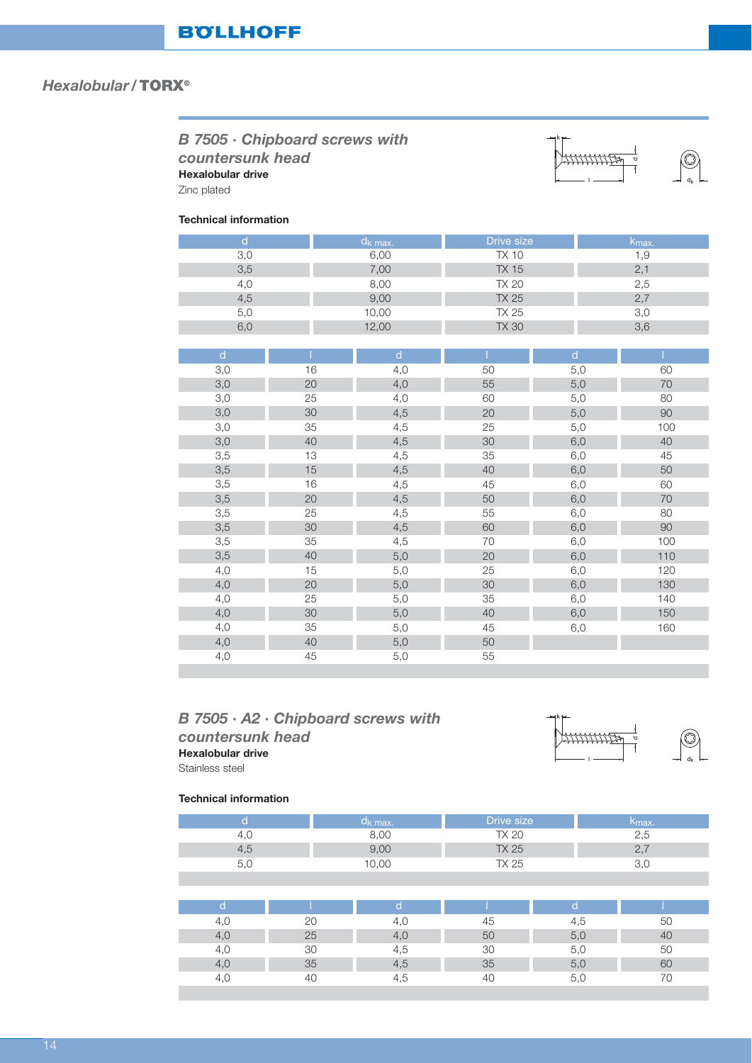## Hexalobular / TORX®

### B 7505 · Chipboard screws with countersunk head

**Hexalobular drive**

Zinc plated

**Technical information**

| d | $d_{k\ max.}$ | Drive size | $k_{max.}$ |
|---|---|---|---|
| 3,0 | 6,00 | TX 10 | 1,9 |
| 3,5 | 7,00 | TX 15 | 2,1 |
| 4,0 | 8,00 | TX 20 | 2,5 |
| 4,5 | 9,00 | TX 25 | 2,7 |
| 5,0 | 10,00 | TX 25 | 3,0 |
| 6,0 | 12,00 | TX 30 | 3,6 |

| d | l | d | l | d | l |
|---|---|---|---|---|---|
| 3,0 | 16 | 4,0 | 50 | 5,0 | 60 |
| 3,0 | 20 | 4,0 | 55 | 5,0 | 70 |
| 3,0 | 25 | 4,0 | 60 | 5,0 | 80 |
| 3,0 | 30 | 4,5 | 20 | 5,0 | 90 |
| 3,0 | 35 | 4,5 | 25 | 5,0 | 100 |
| 3,0 | 40 | 4,5 | 30 | 6,0 | 40 |
| 3,5 | 13 | 4,5 | 35 | 6,0 | 45 |
| 3,5 | 15 | 4,5 | 40 | 6,0 | 50 |
| 3,5 | 16 | 4,5 | 45 | 6,0 | 60 |
| 3,5 | 20 | 4,5 | 50 | 6,0 | 70 |
| 3,5 | 25 | 4,5 | 55 | 6,0 | 80 |
| 3,5 | 30 | 4,5 | 60 | 6,0 | 90 |
| 3,5 | 35 | 4,5 | 70 | 6,0 | 100 |
| 3,5 | 40 | 5,0 | 20 | 6,0 | 110 |
| 4,0 | 15 | 5,0 | 25 | 6,0 | 120 |
| 4,0 | 20 | 5,0 | 30 | 6,0 | 130 |
| 4,0 | 25 | 5,0 | 35 | 6,0 | 140 |
| 4,0 | 30 | 5,0 | 40 | 6,0 | 150 |
| 4,0 | 35 | 5,0 | 45 | 6,0 | 160 |
| 4,0 | 40 | 5,0 | 50 | | |
| 4,0 | 45 | 5,0 | 55 | | |

### B 7505 · A2 · Chipboard screws with countersunk head

**Hexalobular drive**

Stainless steel

**Technical information**

| d | $d_{k\ max.}$ | Drive size | $k_{max.}$ |
|---|---|---|---|
| 4,0 | 8,00 | TX 20 | 2,5 |
| 4,5 | 9,00 | TX 25 | 2,7 |
| 5,0 | 10,00 | TX 25 | 3,0 |

| d | l | d | l | d | l |
|---|---|---|---|---|---|
| 4,0 | 20 | 4,0 | 45 | 4,5 | 50 |
| 4,0 | 25 | 4,0 | 50 | 5,0 | 40 |
| 4,0 | 30 | 4,5 | 30 | 5,0 | 50 |
| 4,0 | 35 | 4,5 | 35 | 5,0 | 60 |
| 4,0 | 40 | 4,5 | 40 | 5,0 | 70 |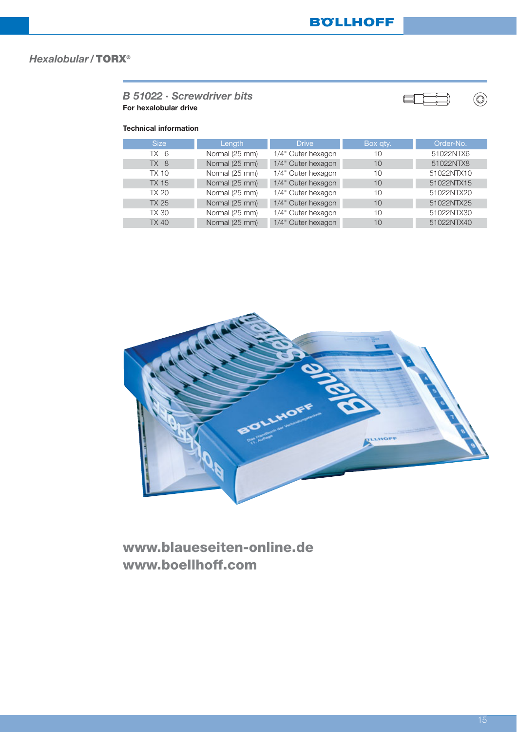*Hexalobular / **TORX®***

## *B 51022 · Screwdriver bits*

**For hexalobular drive**

**Technical information**

| Size | Length | Drive | Box qty. | Order-No. |
|---|---|---|---|---|
| TX 6 | Normal (25 mm) | 1/4" Outer hexagon | 10 | 51022NTX6 |
| TX 8 | Normal (25 mm) | 1/4" Outer hexagon | 10 | 51022NTX8 |
| TX 10 | Normal (25 mm) | 1/4" Outer hexagon | 10 | 51022NTX10 |
| TX 15 | Normal (25 mm) | 1/4" Outer hexagon | 10 | 51022NTX15 |
| TX 20 | Normal (25 mm) | 1/4" Outer hexagon | 10 | 51022NTX20 |
| TX 25 | Normal (25 mm) | 1/4" Outer hexagon | 10 | 51022NTX25 |
| TX 30 | Normal (25 mm) | 1/4" Outer hexagon | 10 | 51022NTX30 |
| TX 40 | Normal (25 mm) | 1/4" Outer hexagon | 10 | 51022NTX40 |

**www.blaueseiten-online.de**
**www.boellhoff.com**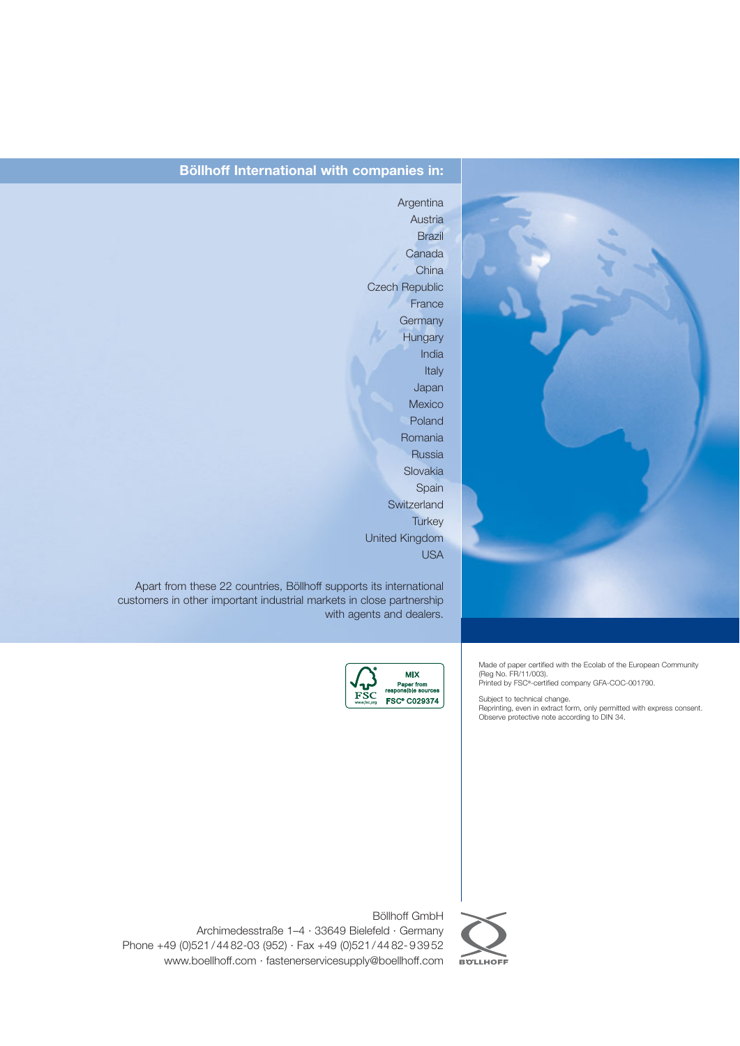## Böllhoff International with companies in:

Argentina
Austria
Brazil
Canada
China
Czech Republic
France
Germany
Hungary
India
Italy
Japan
Mexico
Poland
Romania
Russia
Slovakia
Spain
Switzerland
Turkey
United Kingdom
USA

Apart from these 22 countries, Böllhoff supports its international customers in other important industrial markets in close partnership with agents and dealers.

FSC www.fsc.org
MIX
Paper from responsible sources
FSC® C029374

Made of paper certified with the Ecolab of the European Community (Reg No. FR/11/003).
Printed by FSC®-certified company GFA-COC-001790.

Subject to technical change.
Reprinting, even in extract form, only permitted with express consent.
Observe protective note according to DIN 34.

Böllhoff GmbH
Archimedesstraße 1–4 · 33649 Bielefeld · Germany
Phone +49 (0)521 / 44 82-03 (952) · Fax +49 (0)521 / 44 82- 9 39 52
www.boellhoff.com · fastenerservicesupply@boellhoff.com

BÖLLHOFF